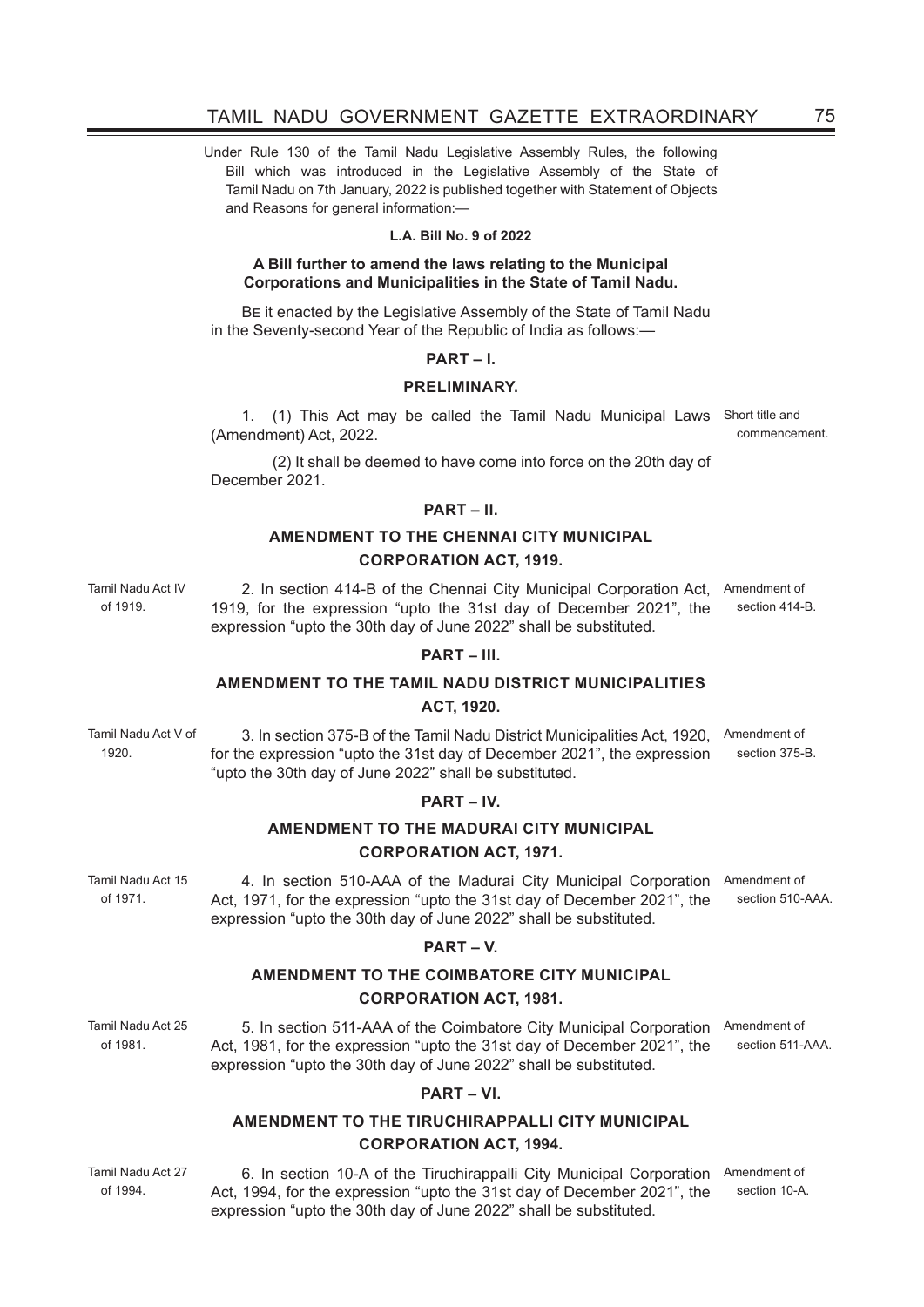Under Rule 130 of the Tamil Nadu Legislative Assembly Rules, the following Bill which was introduced in the Legislative Assembly of the State of Tamil Nadu on 7th January, 2022 is published together with Statement of Objects and Reasons for general information:—

**L.A. Bill No. 9 of 2022**

**A Bill further to amend the laws relating to the Municipal Corporations and Municipalities in the State of Tamil Nadu.**

Be it enacted by the Legislative Assembly of the State of Tamil Nadu in the Seventy-second Year of the Republic of India as follows:—

## PART – I.

## PRELIMINARY.

*Short title and commencement.*

1. (1) This Act may be called the Tamil Nadu Municipal Laws (Amendment) Act, 2022.

(2) It shall be deemed to have come into force on the 20th day of December 2021.

## PART – II.

## AMENDMENT TO THE CHENNAI CITY MUNICIPAL CORPORATION ACT, 1919.

*Tamil Nadu Act IV of 1919.* *Amendment of section 414-B.*

2. In section 414-B of the Chennai City Municipal Corporation Act, 1919, for the expression "upto the 31st day of December 2021", the expression "upto the 30th day of June 2022" shall be substituted.

## PART – III.

## AMENDMENT TO THE TAMIL NADU DISTRICT MUNICIPALITIES ACT, 1920.

*Tamil Nadu Act V of 1920.* *Amendment of section 375-B.*

3. In section 375-B of the Tamil Nadu District Municipalities Act, 1920, for the expression "upto the 31st day of December 2021", the expression "upto the 30th day of June 2022" shall be substituted.

## PART – IV.

## AMENDMENT TO THE MADURAI CITY MUNICIPAL CORPORATION ACT, 1971.

*Tamil Nadu Act 15 of 1971.* *Amendment of section 510-AAA.*

4. In section 510-AAA of the Madurai City Municipal Corporation Act, 1971, for the expression "upto the 31st day of December 2021", the expression "upto the 30th day of June 2022" shall be substituted.

## PART – V.

## AMENDMENT TO THE COIMBATORE CITY MUNICIPAL CORPORATION ACT, 1981.

*Tamil Nadu Act 25 of 1981.* *Amendment of section 511-AAA.*

5. In section 511-AAA of the Coimbatore City Municipal Corporation Act, 1981, for the expression "upto the 31st day of December 2021", the expression "upto the 30th day of June 2022" shall be substituted.

## PART – VI.

## AMENDMENT TO THE TIRUCHIRAPPALLI CITY MUNICIPAL CORPORATION ACT, 1994.

*Tamil Nadu Act 27 of 1994.* *Amendment of section 10-A.*

6. In section 10-A of the Tiruchirappalli City Municipal Corporation Act, 1994, for the expression "upto the 31st day of December 2021", the expression "upto the 30th day of June 2022" shall be substituted.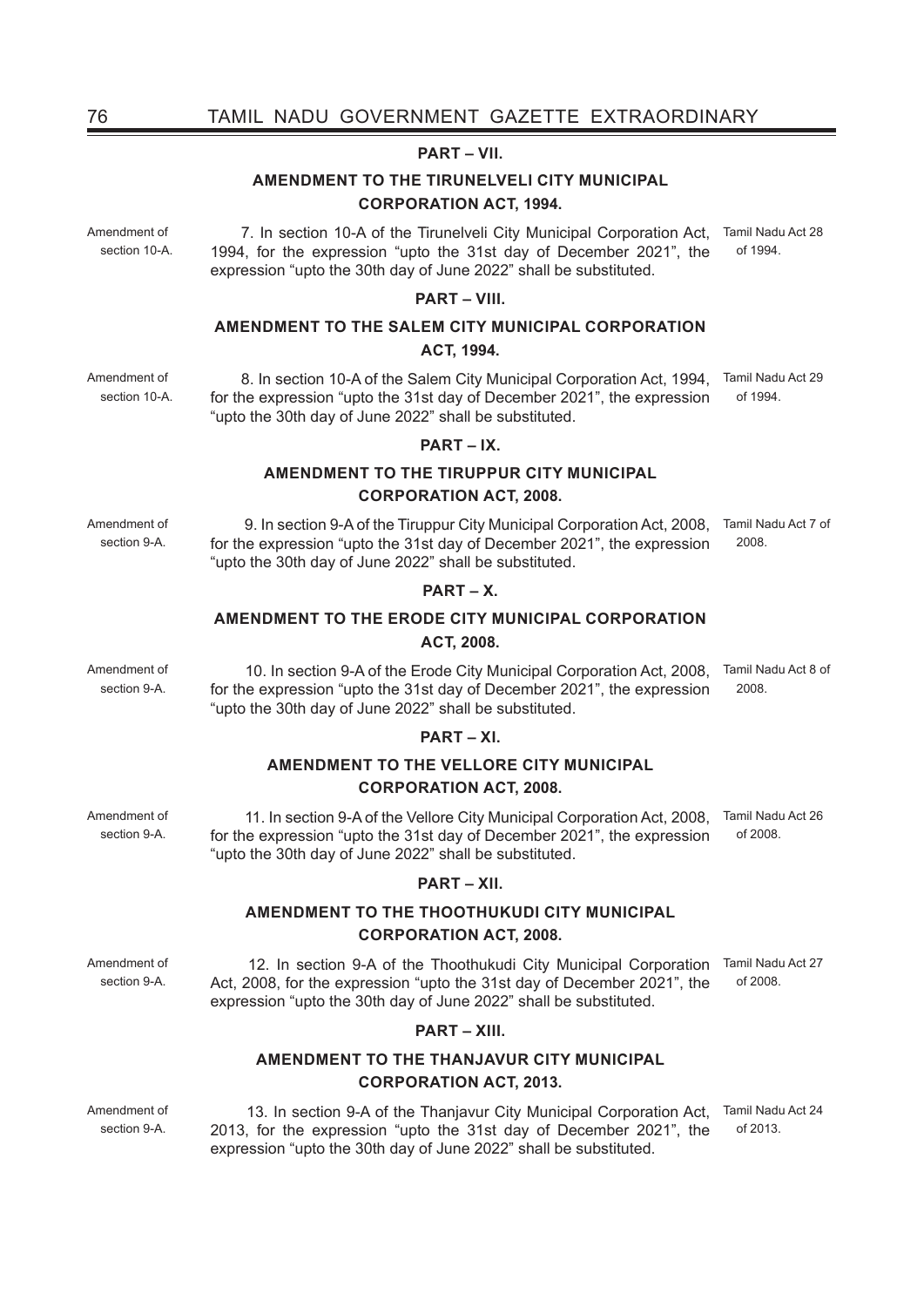## PART – VII.

### AMENDMENT TO THE TIRUNELVELI CITY MUNICIPAL CORPORATION ACT, 1994.

Amendment of section 10-A.

7. In section 10-A of the Tirunelveli City Municipal Corporation Act, 1994, for the expression "upto the 31st day of December 2021", the expression "upto the 30th day of June 2022" shall be substituted.

Tamil Nadu Act 28 of 1994.

## PART – VIII.

### AMENDMENT TO THE SALEM CITY MUNICIPAL CORPORATION ACT, 1994.

Amendment of section 10-A.

8. In section 10-A of the Salem City Municipal Corporation Act, 1994, for the expression "upto the 31st day of December 2021", the expression "upto the 30th day of June 2022" shall be substituted.

Tamil Nadu Act 29 of 1994.

## PART – IX.

### AMENDMENT TO THE TIRUPPUR CITY MUNICIPAL CORPORATION ACT, 2008.

Amendment of section 9-A.

9. In section 9-A of the Tiruppur City Municipal Corporation Act, 2008, for the expression "upto the 31st day of December 2021", the expression "upto the 30th day of June 2022" shall be substituted.

Tamil Nadu Act 7 of 2008.

## PART – X.

### AMENDMENT TO THE ERODE CITY MUNICIPAL CORPORATION ACT, 2008.

Amendment of section 9-A.

10. In section 9-A of the Erode City Municipal Corporation Act, 2008, for the expression "upto the 31st day of December 2021", the expression "upto the 30th day of June 2022" shall be substituted.

Tamil Nadu Act 8 of 2008.

## PART – XI.

### AMENDMENT TO THE VELLORE CITY MUNICIPAL CORPORATION ACT, 2008.

Amendment of section 9-A.

11. In section 9-A of the Vellore City Municipal Corporation Act, 2008, for the expression "upto the 31st day of December 2021", the expression "upto the 30th day of June 2022" shall be substituted.

Tamil Nadu Act 26 of 2008.

## PART – XII.

### AMENDMENT TO THE THOOTHUKUDI CITY MUNICIPAL CORPORATION ACT, 2008.

Amendment of section 9-A.

12. In section 9-A of the Thoothukudi City Municipal Corporation Act, 2008, for the expression "upto the 31st day of December 2021", the expression "upto the 30th day of June 2022" shall be substituted.

Tamil Nadu Act 27 of 2008.

## PART – XIII.

### AMENDMENT TO THE THANJAVUR CITY MUNICIPAL CORPORATION ACT, 2013.

Amendment of section 9-A.

13. In section 9-A of the Thanjavur City Municipal Corporation Act, 2013, for the expression "upto the 31st day of December 2021", the expression "upto the 30th day of June 2022" shall be substituted.

Tamil Nadu Act 24 of 2013.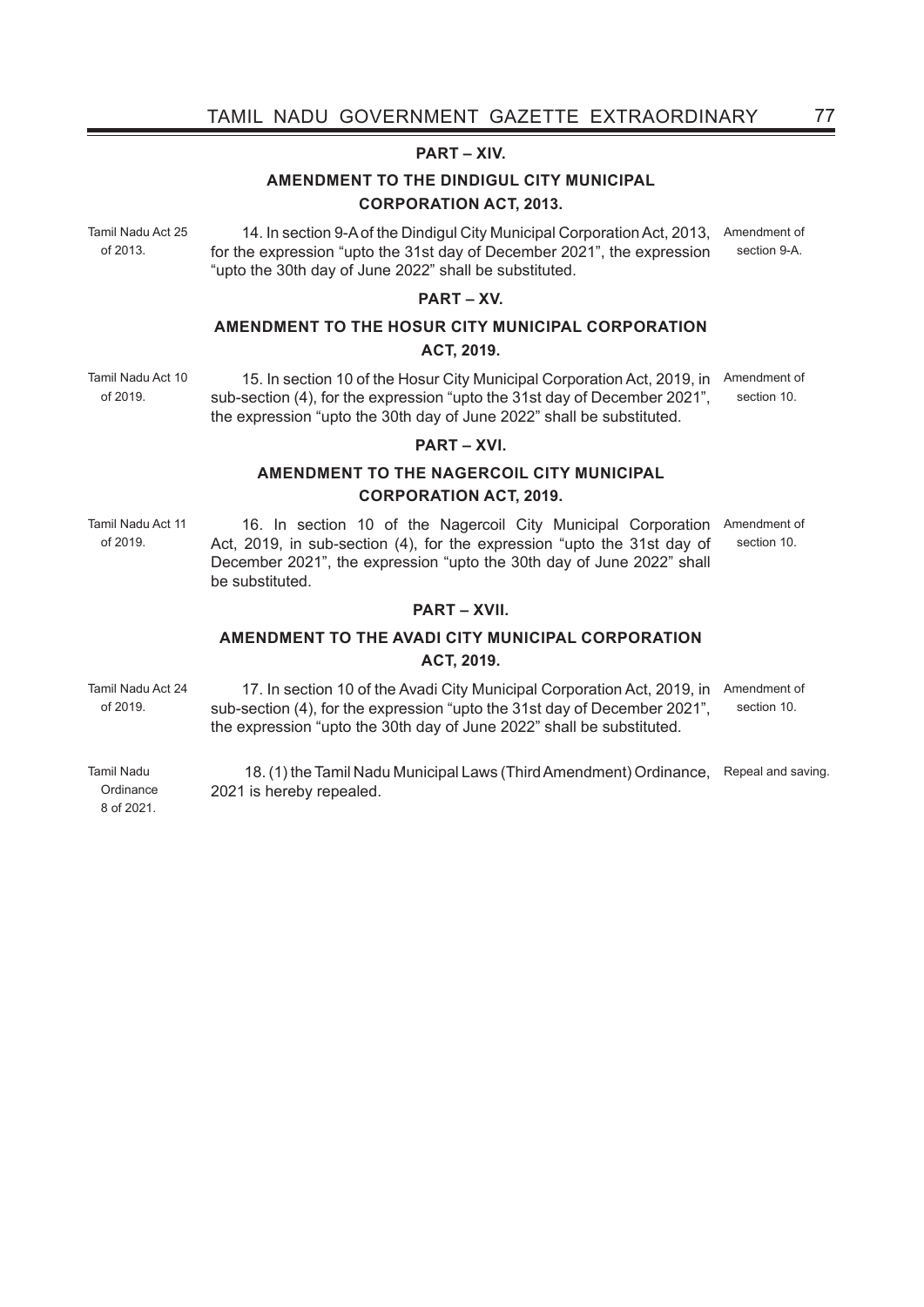## PART – XIV.

### AMENDMENT TO THE DINDIGUL CITY MUNICIPAL CORPORATION ACT, 2013.

Tamil Nadu Act 25 of 2013.

Amendment of section 9-A.

14. In section 9-A of the Dindigul City Municipal Corporation Act, 2013, for the expression "upto the 31st day of December 2021", the expression "upto the 30th day of June 2022" shall be substituted.

## PART – XV.

### AMENDMENT TO THE HOSUR CITY MUNICIPAL CORPORATION ACT, 2019.

Tamil Nadu Act 10 of 2019.

Amendment of section 10.

15. In section 10 of the Hosur City Municipal Corporation Act, 2019, in sub-section (4), for the expression "upto the 31st day of December 2021", the expression "upto the 30th day of June 2022" shall be substituted.

## PART – XVI.

### AMENDMENT TO THE NAGERCOIL CITY MUNICIPAL CORPORATION ACT, 2019.

Tamil Nadu Act 11 of 2019.

Amendment of section 10.

16. In section 10 of the Nagercoil City Municipal Corporation Act, 2019, in sub-section (4), for the expression "upto the 31st day of December 2021", the expression "upto the 30th day of June 2022" shall be substituted.

## PART – XVII.

### AMENDMENT TO THE AVADI CITY MUNICIPAL CORPORATION ACT, 2019.

Tamil Nadu Act 24 of 2019.

Amendment of section 10.

17. In section 10 of the Avadi City Municipal Corporation Act, 2019, in sub-section (4), for the expression "upto the 31st day of December 2021", the expression "upto the 30th day of June 2022" shall be substituted.

Tamil Nadu Ordinance 8 of 2021.

Repeal and saving.

18. (1) the Tamil Nadu Municipal Laws (Third Amendment) Ordinance, 2021 is hereby repealed.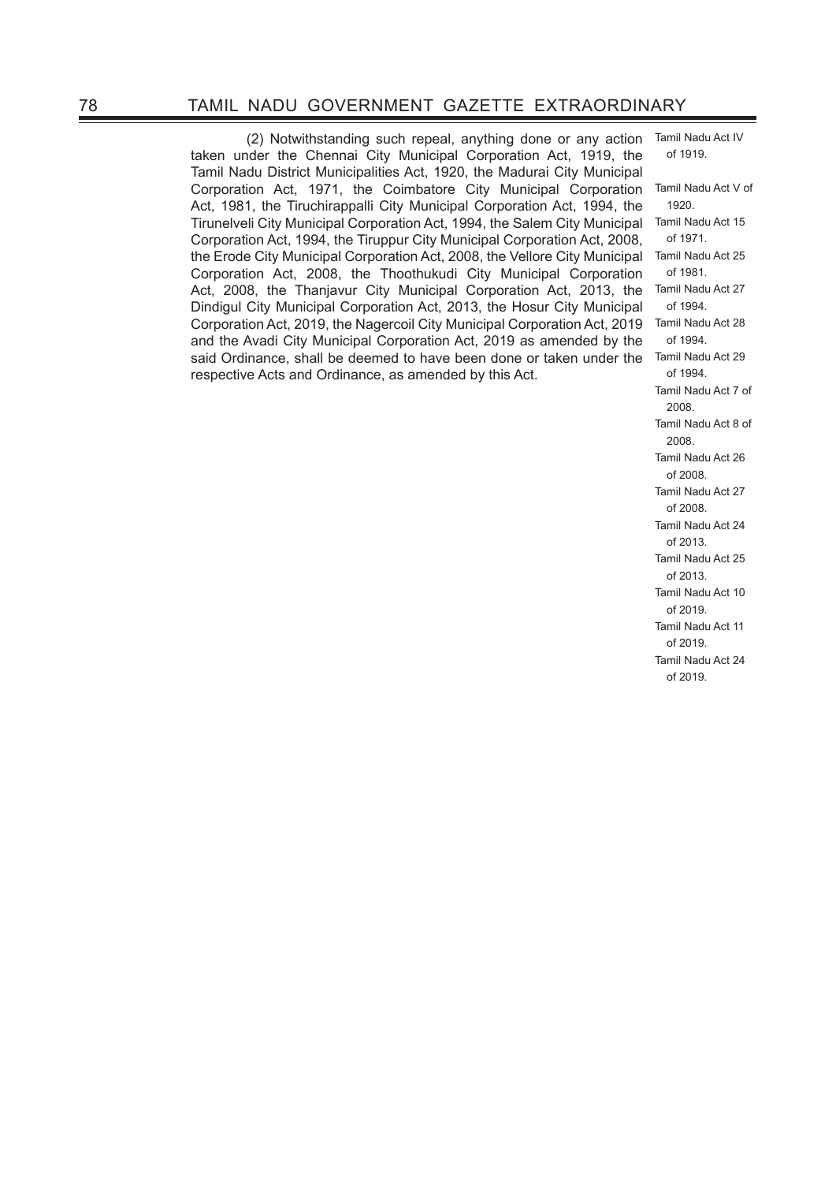(2) Notwithstanding such repeal, anything done or any action taken under the Chennai City Municipal Corporation Act, 1919, the Tamil Nadu District Municipalities Act, 1920, the Madurai City Municipal Corporation Act, 1971, the Coimbatore City Municipal Corporation Act, 1981, the Tiruchirappalli City Municipal Corporation Act, 1994, the Tirunelveli City Municipal Corporation Act, 1994, the Salem City Municipal Corporation Act, 1994, the Tiruppur City Municipal Corporation Act, 2008, the Erode City Municipal Corporation Act, 2008, the Vellore City Municipal Corporation Act, 2008, the Thoothukudi City Municipal Corporation Act, 2008, the Thanjavur City Municipal Corporation Act, 2013, the Dindigul City Municipal Corporation Act, 2013, the Hosur City Municipal Corporation Act, 2019, the Nagercoil City Municipal Corporation Act, 2019 and the Avadi City Municipal Corporation Act, 2019 as amended by the said Ordinance, shall be deemed to have been done or taken under the respective Acts and Ordinance, as amended by this Act.

Tamil Nadu Act IV of 1919.
Tamil Nadu Act V of 1920.
Tamil Nadu Act 15 of 1971.
Tamil Nadu Act 25 of 1981.
Tamil Nadu Act 27 of 1994.
Tamil Nadu Act 28 of 1994.
Tamil Nadu Act 29 of 1994.
Tamil Nadu Act 7 of 2008.
Tamil Nadu Act 8 of 2008.
Tamil Nadu Act 26 of 2008.
Tamil Nadu Act 27 of 2008.
Tamil Nadu Act 24 of 2013.
Tamil Nadu Act 25 of 2013.
Tamil Nadu Act 10 of 2019.
Tamil Nadu Act 11 of 2019.
Tamil Nadu Act 24 of 2019.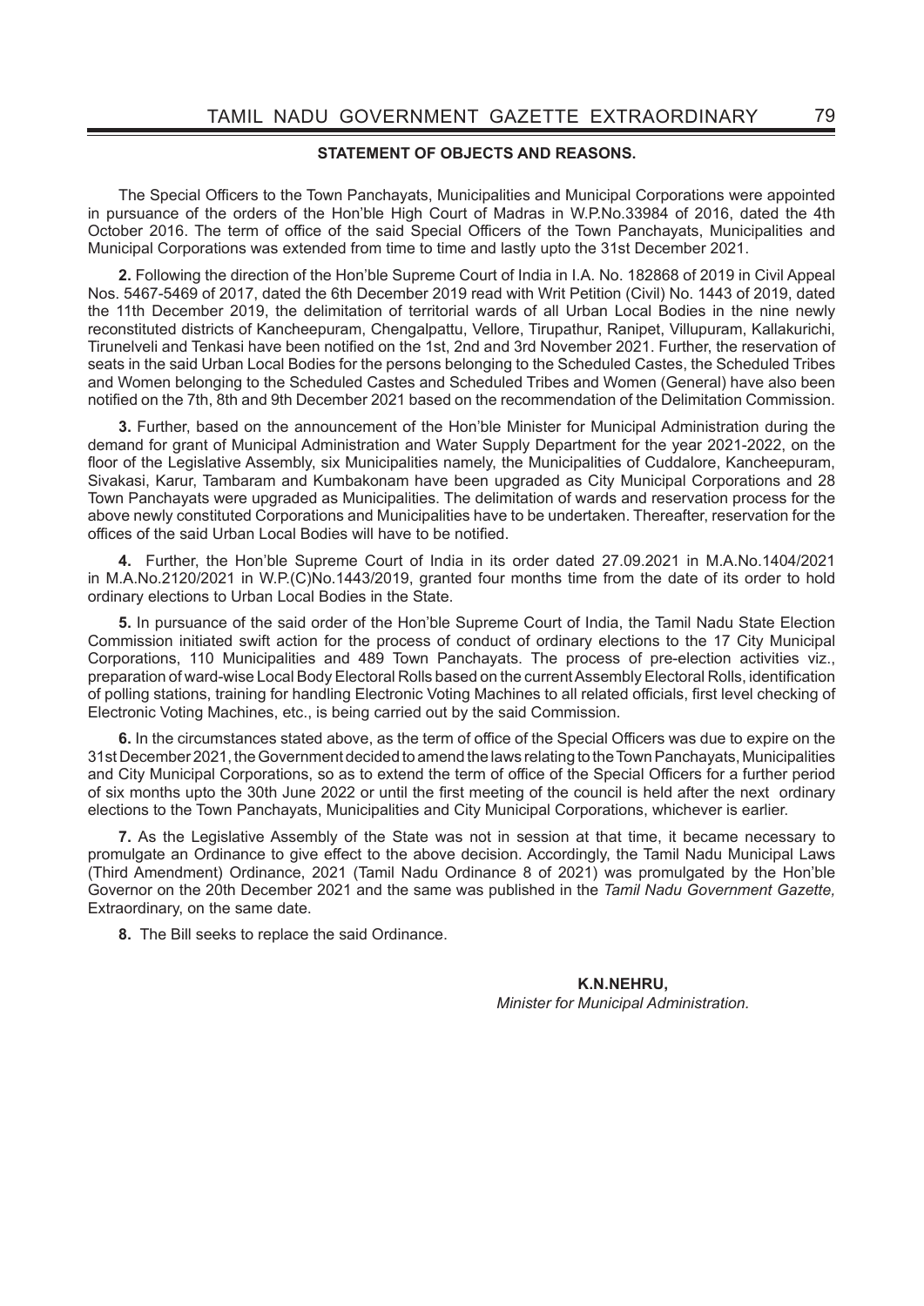## STATEMENT OF OBJECTS AND REASONS.

The Special Officers to the Town Panchayats, Municipalities and Municipal Corporations were appointed in pursuance of the orders of the Hon'ble High Court of Madras in W.P.No.33984 of 2016, dated the 4th October 2016. The term of office of the said Special Officers of the Town Panchayats, Municipalities and Municipal Corporations was extended from time to time and lastly upto the 31st December 2021.

**2.** Following the direction of the Hon'ble Supreme Court of India in I.A. No. 182868 of 2019 in Civil Appeal Nos. 5467-5469 of 2017, dated the 6th December 2019 read with Writ Petition (Civil) No. 1443 of 2019, dated the 11th December 2019, the delimitation of territorial wards of all Urban Local Bodies in the nine newly reconstituted districts of Kancheepuram, Chengalpattu, Vellore, Tirupathur, Ranipet, Villupuram, Kallakurichi, Tirunelveli and Tenkasi have been notified on the 1st, 2nd and 3rd November 2021. Further, the reservation of seats in the said Urban Local Bodies for the persons belonging to the Scheduled Castes, the Scheduled Tribes and Women belonging to the Scheduled Castes and Scheduled Tribes and Women (General) have also been notified on the 7th, 8th and 9th December 2021 based on the recommendation of the Delimitation Commission.

**3.** Further, based on the announcement of the Hon'ble Minister for Municipal Administration during the demand for grant of Municipal Administration and Water Supply Department for the year 2021-2022, on the floor of the Legislative Assembly, six Municipalities namely, the Municipalities of Cuddalore, Kancheepuram, Sivakasi, Karur, Tambaram and Kumbakonam have been upgraded as City Municipal Corporations and 28 Town Panchayats were upgraded as Municipalities. The delimitation of wards and reservation process for the above newly constituted Corporations and Municipalities have to be undertaken. Thereafter, reservation for the offices of the said Urban Local Bodies will have to be notified.

**4.** Further, the Hon'ble Supreme Court of India in its order dated 27.09.2021 in M.A.No.1404/2021 in M.A.No.2120/2021 in W.P.(C)No.1443/2019, granted four months time from the date of its order to hold ordinary elections to Urban Local Bodies in the State.

**5.** In pursuance of the said order of the Hon'ble Supreme Court of India, the Tamil Nadu State Election Commission initiated swift action for the process of conduct of ordinary elections to the 17 City Municipal Corporations, 110 Municipalities and 489 Town Panchayats. The process of pre-election activities viz., preparation of ward-wise Local Body Electoral Rolls based on the current Assembly Electoral Rolls, identification of polling stations, training for handling Electronic Voting Machines to all related officials, first level checking of Electronic Voting Machines, etc., is being carried out by the said Commission.

**6.** In the circumstances stated above, as the term of office of the Special Officers was due to expire on the 31st December 2021, the Government decided to amend the laws relating to the Town Panchayats, Municipalities and City Municipal Corporations, so as to extend the term of office of the Special Officers for a further period of six months upto the 30th June 2022 or until the first meeting of the council is held after the next ordinary elections to the Town Panchayats, Municipalities and City Municipal Corporations, whichever is earlier.

**7.** As the Legislative Assembly of the State was not in session at that time, it became necessary to promulgate an Ordinance to give effect to the above decision. Accordingly, the Tamil Nadu Municipal Laws (Third Amendment) Ordinance, 2021 (Tamil Nadu Ordinance 8 of 2021) was promulgated by the Hon'ble Governor on the 20th December 2021 and the same was published in the *Tamil Nadu Government Gazette,* Extraordinary, on the same date.

**8.** The Bill seeks to replace the said Ordinance.

**K.N.NEHRU,**
*Minister for Municipal Administration.*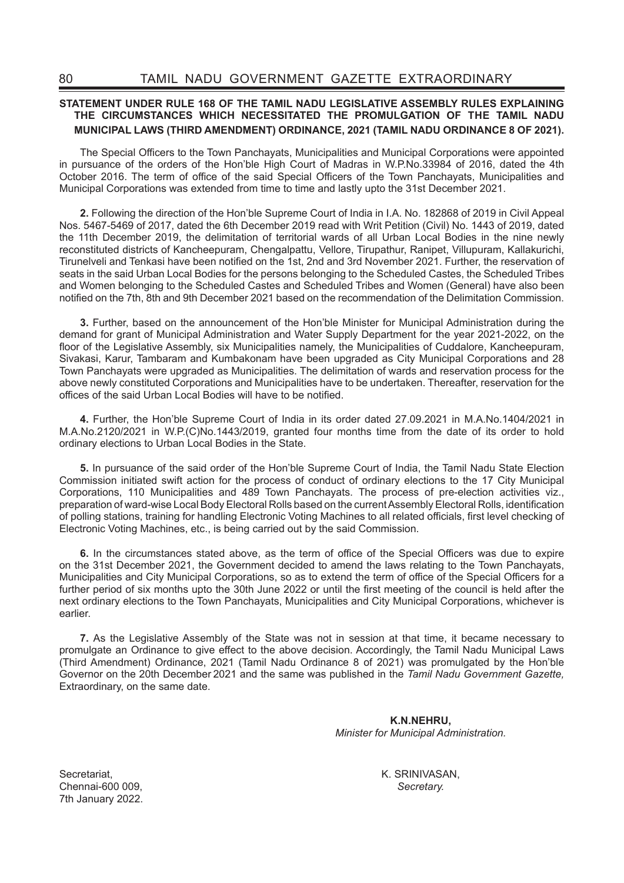**STATEMENT UNDER RULE 168 OF THE TAMIL NADU LEGISLATIVE ASSEMBLY RULES EXPLAINING THE CIRCUMSTANCES WHICH NECESSITATED THE PROMULGATION OF THE TAMIL NADU MUNICIPAL LAWS (THIRD AMENDMENT) ORDINANCE, 2021 (TAMIL NADU ORDINANCE 8 OF 2021).**

The Special Officers to the Town Panchayats, Municipalities and Municipal Corporations were appointed in pursuance of the orders of the Hon'ble High Court of Madras in W.P.No.33984 of 2016, dated the 4th October 2016. The term of office of the said Special Officers of the Town Panchayats, Municipalities and Municipal Corporations was extended from time to time and lastly upto the 31st December 2021.

**2.** Following the direction of the Hon'ble Supreme Court of India in I.A. No. 182868 of 2019 in Civil Appeal Nos. 5467-5469 of 2017, dated the 6th December 2019 read with Writ Petition (Civil) No. 1443 of 2019, dated the 11th December 2019, the delimitation of territorial wards of all Urban Local Bodies in the nine newly reconstituted districts of Kancheepuram, Chengalpattu, Vellore, Tirupathur, Ranipet, Villupuram, Kallakurichi, Tirunelveli and Tenkasi have been notified on the 1st, 2nd and 3rd November 2021. Further, the reservation of seats in the said Urban Local Bodies for the persons belonging to the Scheduled Castes, the Scheduled Tribes and Women belonging to the Scheduled Castes and Scheduled Tribes and Women (General) have also been notified on the 7th, 8th and 9th December 2021 based on the recommendation of the Delimitation Commission.

**3.** Further, based on the announcement of the Hon'ble Minister for Municipal Administration during the demand for grant of Municipal Administration and Water Supply Department for the year 2021-2022, on the floor of the Legislative Assembly, six Municipalities namely, the Municipalities of Cuddalore, Kancheepuram, Sivakasi, Karur, Tambaram and Kumbakonam have been upgraded as City Municipal Corporations and 28 Town Panchayats were upgraded as Municipalities. The delimitation of wards and reservation process for the above newly constituted Corporations and Municipalities have to be undertaken. Thereafter, reservation for the offices of the said Urban Local Bodies will have to be notified.

**4.** Further, the Hon'ble Supreme Court of India in its order dated 27.09.2021 in M.A.No.1404/2021 in M.A.No.2120/2021 in W.P.(C)No.1443/2019, granted four months time from the date of its order to hold ordinary elections to Urban Local Bodies in the State.

**5.** In pursuance of the said order of the Hon'ble Supreme Court of India, the Tamil Nadu State Election Commission initiated swift action for the process of conduct of ordinary elections to the 17 City Municipal Corporations, 110 Municipalities and 489 Town Panchayats. The process of pre-election activities viz., preparation of ward-wise Local Body Electoral Rolls based on the current Assembly Electoral Rolls, identification of polling stations, training for handling Electronic Voting Machines to all related officials, first level checking of Electronic Voting Machines, etc., is being carried out by the said Commission.

**6.** In the circumstances stated above, as the term of office of the Special Officers was due to expire on the 31st December 2021, the Government decided to amend the laws relating to the Town Panchayats, Municipalities and City Municipal Corporations, so as to extend the term of office of the Special Officers for a further period of six months upto the 30th June 2022 or until the first meeting of the council is held after the next ordinary elections to the Town Panchayats, Municipalities and City Municipal Corporations, whichever is earlier.

**7.** As the Legislative Assembly of the State was not in session at that time, it became necessary to promulgate an Ordinance to give effect to the above decision. Accordingly, the Tamil Nadu Municipal Laws (Third Amendment) Ordinance, 2021 (Tamil Nadu Ordinance 8 of 2021) was promulgated by the Hon'ble Governor on the 20th December 2021 and the same was published in the *Tamil Nadu Government Gazette,* Extraordinary, on the same date.

**K.N.NEHRU,**
*Minister for Municipal Administration.*

Secretariat,
Chennai-600 009,
7th January 2022.

K. SRINIVASAN,
*Secretary.*